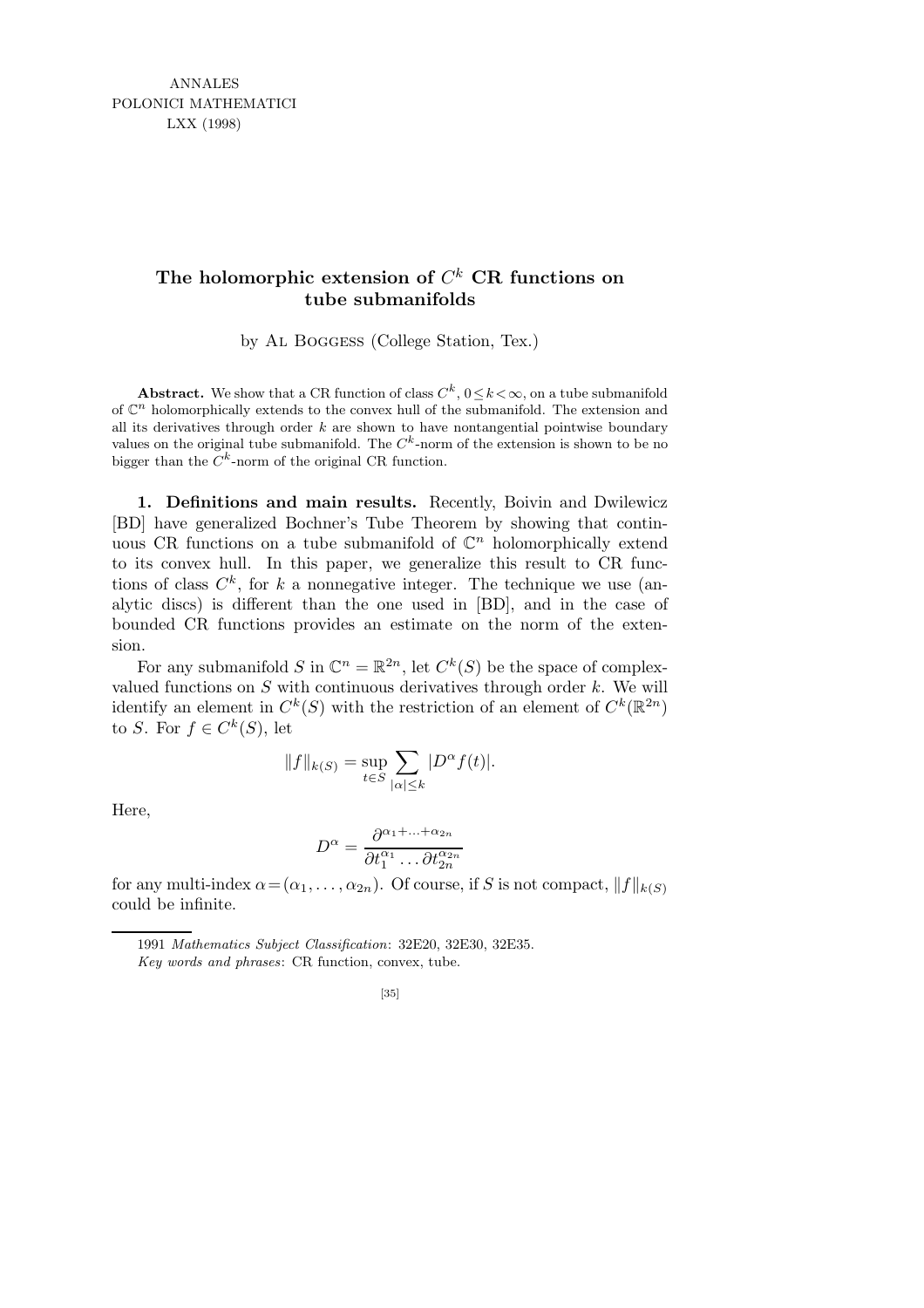# The holomorphic extension of $C^k$ CR functions on tube submanifolds

by Al Boggess (College Station, Tex.)

**Abstract.** We show that a CR function of class $C^k$, $0 \le k < \infty$, on a tube submanifold of $\mathbb{C}^n$ holomorphically extends to the convex hull of the submanifold. The extension and all its derivatives through order $k$ are shown to have nontangential pointwise boundary values on the original tube submanifold. The $C^k$-norm of the extension is shown to be no bigger than the $C^k$-norm of the original CR function.

**1. Definitions and main results.** Recently, Boivin and Dwilewicz [BD] have generalized Bochner's Tube Theorem by showing that continuous CR functions on a tube submanifold of $\mathbb{C}^n$ holomorphically extend to its convex hull. In this paper, we generalize this result to CR functions of class $C^k$, for $k$ a nonnegative integer. The technique we use (analytic discs) is different than the one used in [BD], and in the case of bounded CR functions provides an estimate on the norm of the extension.

For any submanifold $S$ in $\mathbb{C}^n = \mathbb{R}^{2n}$, let $C^k(S)$ be the space of complex-valued functions on $S$ with continuous derivatives through order $k$. We will identify an element in $C^k(S)$ with the restriction of an element of $C^k(\mathbb{R}^{2n})$ to $S$. For $f \in C^k(S)$, let

$$\|f\|_{k(S)} = \sup_{t \in S} \sum_{|\alpha| \le k} |D^\alpha f(t)|.$$

Here,

$$D^\alpha = \frac{\partial^{\alpha_1 + \ldots + \alpha_{2n}}}{\partial t_1^{\alpha_1} \ldots \partial t_{2n}^{\alpha_{2n}}}$$

for any multi-index $\alpha = (\alpha_1, \ldots, \alpha_{2n})$. Of course, if $S$ is not compact, $\|f\|_{k(S)}$ could be infinite.

---

1991 *Mathematics Subject Classification*: 32E20, 32E30, 32E35.

*Key words and phrases*: CR function, convex, tube.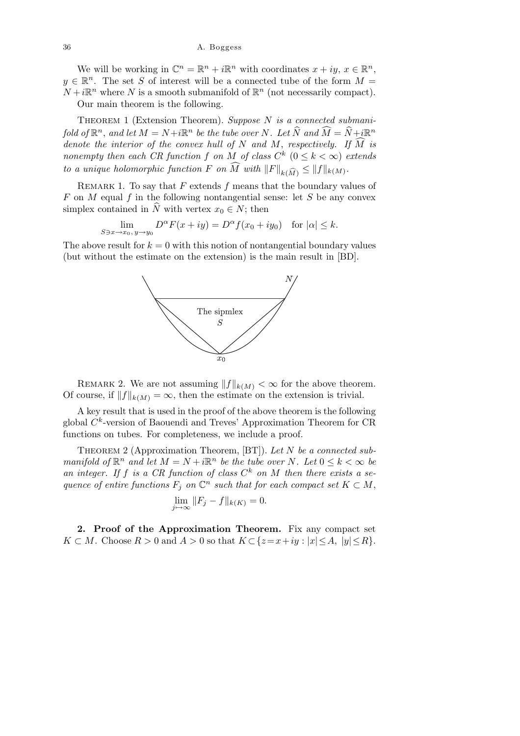We will be working in $\mathbb{C}^n = \mathbb{R}^n + i\mathbb{R}^n$ with coordinates $x + iy$, $x \in \mathbb{R}^n$, $y \in \mathbb{R}^n$. The set $S$ of interest will be a connected tube of the form $M = N + i\mathbb{R}^n$ where $N$ is a smooth submanifold of $\mathbb{R}^n$ (not necessarily compact).

Our main theorem is the following.

Theorem 1 (Extension Theorem). *Suppose $N$ is a connected submanifold of $\mathbb{R}^n$, and let $M = N + i\mathbb{R}^n$ be the tube over $N$. Let $\widehat{N}$ and $\widehat{M} = \widehat{N} + i\mathbb{R}^n$ denote the interior of the convex hull of $N$ and $M$, respectively. If $\widehat{M}$ is nonempty then each CR function $f$ on $M$ of class $C^k$ $(0 \le k < \infty)$ extends to a unique holomorphic function $F$ on $\widehat{M}$ with $\|F\|_{k(\widehat{M})} \le \|f\|_{k(M)}$.*

Remark 1. To say that $F$ extends $f$ means that the boundary values of $F$ on $M$ equal $f$ in the following nontangential sense: let $S$ be any convex simplex contained in $\widehat{N}$ with vertex $x_0 \in N$; then

$$\lim_{S \ni x \to x_0,\, y \to y_0} D^\alpha F(x + iy) = D^\alpha f(x_0 + iy_0) \quad \text{for } |\alpha| \le k.$$

The above result for $k = 0$ with this notion of nontangential boundary values (but without the estimate on the extension) is the main result in [BD].

N

The sipmlex

S

$x_0$

Remark 2. We are not assuming $\|f\|_{k(M)} < \infty$ for the above theorem. Of course, if $\|f\|_{k(M)} = \infty$, then the estimate on the extension is trivial.

A key result that is used in the proof of the above theorem is the following global $C^k$-version of Baouendi and Treves' Approximation Theorem for CR functions on tubes. For completeness, we include a proof.

Theorem 2 (Approximation Theorem, [BT]). *Let $N$ be a connected submanifold of $\mathbb{R}^n$ and let $M = N + i\mathbb{R}^n$ be the tube over $N$. Let $0 \le k < \infty$ be an integer. If $f$ is a CR function of class $C^k$ on $M$ then there exists a sequence of entire functions $F_j$ on $\mathbb{C}^n$ such that for each compact set $K \subset M$,*

$$\lim_{j \mapsto \infty} \|F_j - f\|_{k(K)} = 0.$$

**2. Proof of the Approximation Theorem.** Fix any compact set $K \subset M$. Choose $R > 0$ and $A > 0$ so that $K \subset \{z = x + iy : |x| \le A,\ |y| \le R\}$.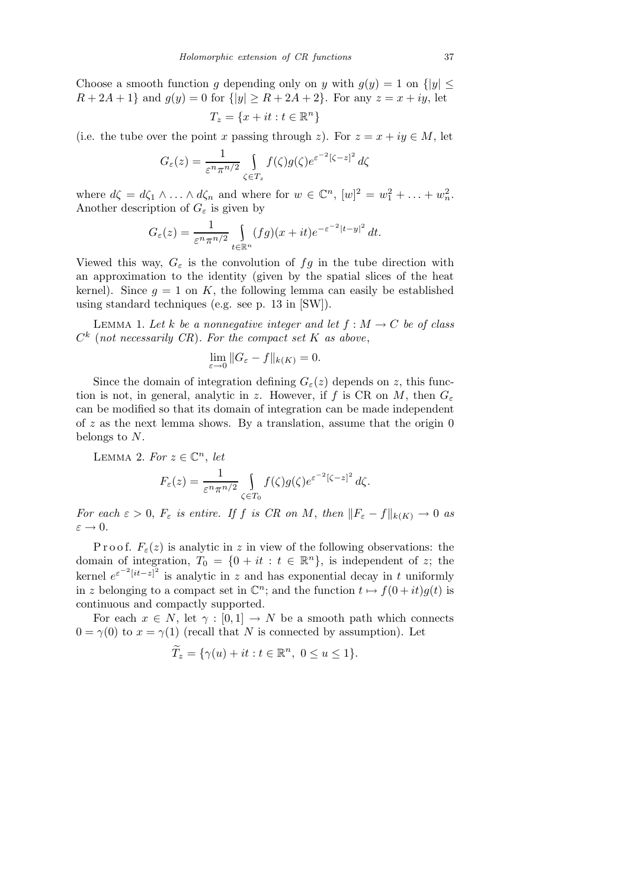Choose a smooth function $g$ depending only on $y$ with $g(y) = 1$ on $\{|y| \le R + 2A + 1\}$ and $g(y) = 0$ for $\{|y| \ge R + 2A + 2\}$. For any $z = x + iy$, let

$$T_z = \{x + it : t \in \mathbb{R}^n\}$$

(i.e. the tube over the point $x$ passing through $z$). For $z = x + iy \in M$, let

$$G_\varepsilon(z) = \frac{1}{\varepsilon^n \pi^{n/2}} \int\limits_{\zeta \in T_z} f(\zeta) g(\zeta) e^{\varepsilon^{-2}[\zeta - z]^2} \, d\zeta$$

where $d\zeta = d\zeta_1 \wedge \ldots \wedge d\zeta_n$ and where for $w \in \mathbb{C}^n$, $[w]^2 = w_1^2 + \ldots + w_n^2$. Another description of $G_\varepsilon$ is given by

$$G_\varepsilon(z) = \frac{1}{\varepsilon^n \pi^{n/2}} \int\limits_{t \in \mathbb{R}^n} (fg)(x + it) e^{-\varepsilon^{-2}|t - y|^2} \, dt.$$

Viewed this way, $G_\varepsilon$ is the convolution of $fg$ in the tube direction with an approximation to the identity (given by the spatial slices of the heat kernel). Since $g = 1$ on $K$, the following lemma can easily be established using standard techniques (e.g. see p. 13 in [SW]).

Lemma 1. *Let $k$ be a nonnegative integer and let $f : M \to C$ be of class $C^k$ (not necessarily CR). For the compact set $K$ as above*,

$$\lim_{\varepsilon \to 0} \|G_\varepsilon - f\|_{k(K)} = 0.$$

Since the domain of integration defining $G_\varepsilon(z)$ depends on $z$, this function is not, in general, analytic in $z$. However, if $f$ is CR on $M$, then $G_\varepsilon$ can be modified so that its domain of integration can be made independent of $z$ as the next lemma shows. By a translation, assume that the origin 0 belongs to $N$.

Lemma 2. *For $z \in \mathbb{C}^n$, let*

$$F_\varepsilon(z) = \frac{1}{\varepsilon^n \pi^{n/2}} \int\limits_{\zeta \in T_0} f(\zeta) g(\zeta) e^{\varepsilon^{-2}[\zeta - z]^2} \, d\zeta.$$

*For each $\varepsilon > 0$, $F_\varepsilon$ is entire. If $f$ is CR on $M$, then $\|F_\varepsilon - f\|_{k(K)} \to 0$ as $\varepsilon \to 0$.*

Proof. $F_\varepsilon(z)$ is analytic in $z$ in view of the following observations: the domain of integration, $T_0 = \{0 + it : t \in \mathbb{R}^n\}$, is independent of $z$; the kernel $e^{\varepsilon^{-2}[it - z]^2}$ is analytic in $z$ and has exponential decay in $t$ uniformly in $z$ belonging to a compact set in $\mathbb{C}^n$; and the function $t \mapsto f(0 + it) g(t)$ is continuous and compactly supported.

For each $x \in N$, let $\gamma : [0, 1] \to N$ be a smooth path which connects $0 = \gamma(0)$ to $x = \gamma(1)$ (recall that $N$ is connected by assumption). Let

$$\widetilde{T}_z = \{\gamma(u) + it : t \in \mathbb{R}^n, \ 0 \le u \le 1\}.$$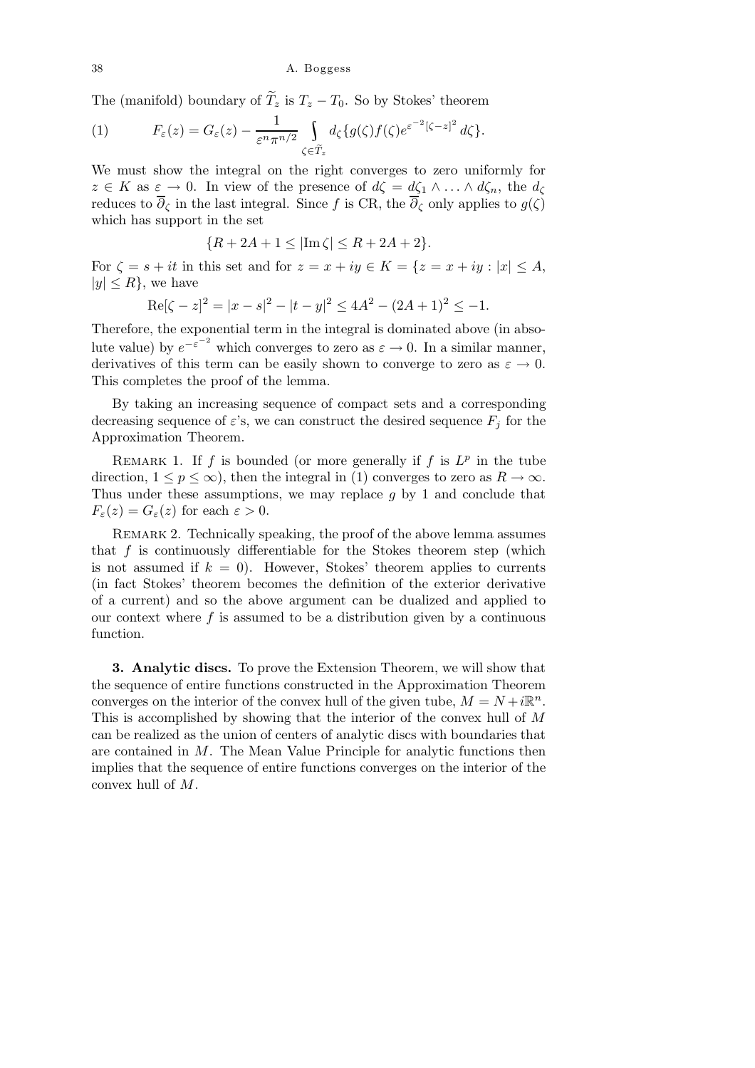The (manifold) boundary of $\widetilde{T}_z$ is $T_z - T_0$. So by Stokes' theorem

$$F_\varepsilon(z) = G_\varepsilon(z) - \frac{1}{\varepsilon^n \pi^{n/2}} \int_{\zeta \in \widetilde{T}_z} d_\zeta \{ g(\zeta) f(\zeta) e^{\varepsilon^{-2}[\zeta - z]^2} \, d\zeta \}. \tag{1}$$

We must show the integral on the right converges to zero uniformly for $z \in K$ as $\varepsilon \to 0$. In view of the presence of $d\zeta = d\zeta_1 \wedge \ldots \wedge d\zeta_n$, the $d_\zeta$ reduces to $\overline{\partial}_\zeta$ in the last integral. Since $f$ is CR, the $\overline{\partial}_\zeta$ only applies to $g(\zeta)$ which has support in the set

$$\{R + 2A + 1 \leq |\mathrm{Im}\, \zeta| \leq R + 2A + 2\}.$$

For $\zeta = s + it$ in this set and for $z = x + iy \in K = \{z = x + iy : |x| \leq A,$ $|y| \leq R\}$, we have

$$\mathrm{Re}[\zeta - z]^2 = |x - s|^2 - |t - y|^2 \leq 4A^2 - (2A + 1)^2 \leq -1.$$

Therefore, the exponential term in the integral is dominated above (in absolute value) by $e^{-\varepsilon^{-2}}$ which converges to zero as $\varepsilon \to 0$. In a similar manner, derivatives of this term can be easily shown to converge to zero as $\varepsilon \to 0$. This completes the proof of the lemma.

By taking an increasing sequence of compact sets and a corresponding decreasing sequence of $\varepsilon$'s, we can construct the desired sequence $F_j$ for the Approximation Theorem.

Remark 1. If $f$ is bounded (or more generally if $f$ is $L^p$ in the tube direction, $1 \leq p \leq \infty$), then the integral in (1) converges to zero as $R \to \infty$. Thus under these assumptions, we may replace $g$ by 1 and conclude that $F_\varepsilon(z) = G_\varepsilon(z)$ for each $\varepsilon > 0$.

Remark 2. Technically speaking, the proof of the above lemma assumes that $f$ is continuously differentiable for the Stokes theorem step (which is not assumed if $k = 0$). However, Stokes' theorem applies to currents (in fact Stokes' theorem becomes the definition of the exterior derivative of a current) and so the above argument can be dualized and applied to our context where $f$ is assumed to be a distribution given by a continuous function.

**3. Analytic discs.** To prove the Extension Theorem, we will show that the sequence of entire functions constructed in the Approximation Theorem converges on the interior of the convex hull of the given tube, $M = N + i\mathbb{R}^n$. This is accomplished by showing that the interior of the convex hull of $M$ can be realized as the union of centers of analytic discs with boundaries that are contained in $M$. The Mean Value Principle for analytic functions then implies that the sequence of entire functions converges on the interior of the convex hull of $M$.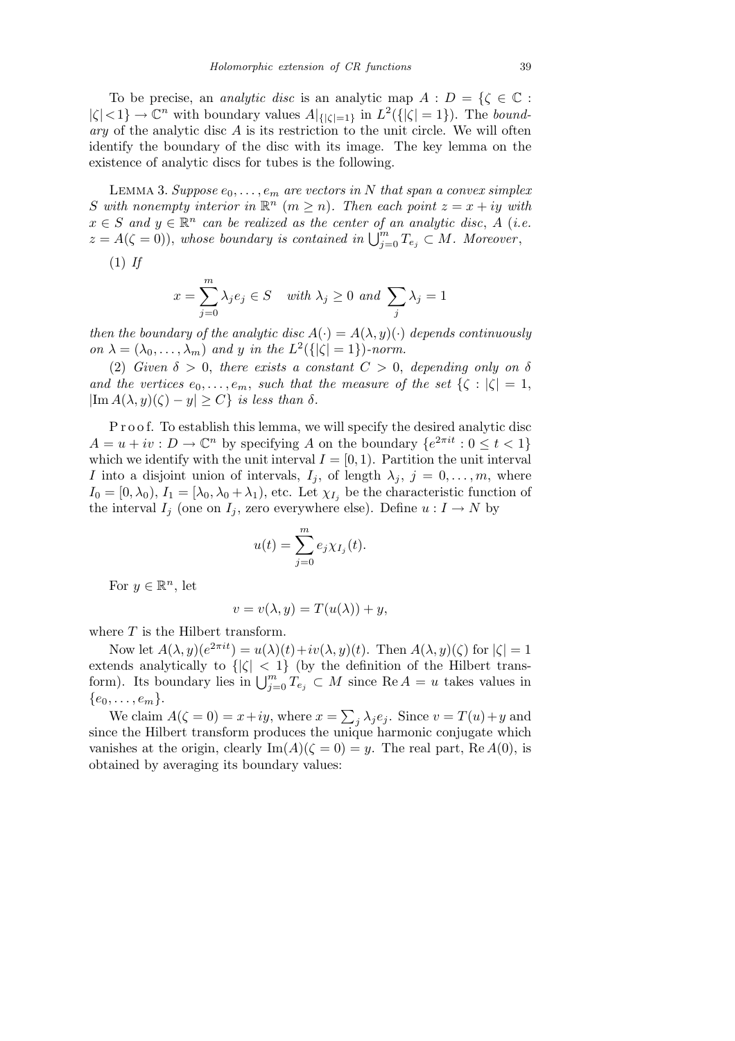To be precise, an *analytic disc* is an analytic map $A : D = \{\zeta \in \mathbb{C} : |\zeta| < 1\} \to \mathbb{C}^n$ with boundary values $A|_{\{|\zeta|=1\}}$ in $L^2(\{|\zeta| = 1\})$. The *boundary* of the analytic disc $A$ is its restriction to the unit circle. We will often identify the boundary of the disc with its image. The key lemma on the existence of analytic discs for tubes is the following.

Lemma 3. *Suppose $e_0, \ldots, e_m$ are vectors in $N$ that span a convex simplex $S$ with nonempty interior in $\mathbb{R}^n$ $(m \geq n)$. Then each point $z = x + iy$ with $x \in S$ and $y \in \mathbb{R}^n$ can be realized as the center of an analytic disc, $A$ (i.e. $z = A(\zeta = 0)$), whose boundary is contained in $\bigcup_{j=0}^m T_{e_j} \subset M$. Moreover,*

(1) *If*

$$x = \sum_{j=0}^{m} \lambda_j e_j \in S \quad \text{with } \lambda_j \geq 0 \text{ and } \sum_j \lambda_j = 1$$

*then the boundary of the analytic disc $A(\cdot) = A(\lambda, y)(\cdot)$ depends continuously on $\lambda = (\lambda_0, \ldots, \lambda_m)$ and $y$ in the $L^2(\{|\zeta| = 1\})$-norm.*

(2) *Given $\delta > 0$, there exists a constant $C > 0$, depending only on $\delta$ and the vertices $e_0, \ldots, e_m$, such that the measure of the set $\{\zeta : |\zeta| = 1,$ $|\operatorname{Im} A(\lambda, y)(\zeta) - y| \geq C\}$ is less than $\delta$.*

Proof. To establish this lemma, we will specify the desired analytic disc $A = u + iv : D \to \mathbb{C}^n$ by specifying $A$ on the boundary $\{e^{2\pi it} : 0 \leq t < 1\}$ which we identify with the unit interval $I = [0, 1)$. Partition the unit interval $I$ into a disjoint union of intervals, $I_j$, of length $\lambda_j$, $j = 0, \ldots, m$, where $I_0 = [0, \lambda_0)$, $I_1 = [\lambda_0, \lambda_0 + \lambda_1)$, etc. Let $\chi_{I_j}$ be the characteristic function of the interval $I_j$ (one on $I_j$, zero everywhere else). Define $u : I \to N$ by

$$u(t) = \sum_{j=0}^{m} e_j \chi_{I_j}(t).$$

For $y \in \mathbb{R}^n$, let

$$v = v(\lambda, y) = T(u(\lambda)) + y,$$

where $T$ is the Hilbert transform.

Now let $A(\lambda, y)(e^{2\pi it}) = u(\lambda)(t) + iv(\lambda, y)(t)$. Then $A(\lambda, y)(\zeta)$ for $|\zeta| = 1$ extends analytically to $\{|\zeta| < 1\}$ (by the definition of the Hilbert transform). Its boundary lies in $\bigcup_{j=0}^m T_{e_j} \subset M$ since $\operatorname{Re} A = u$ takes values in $\{e_0, \ldots, e_m\}$.

We claim $A(\zeta = 0) = x + iy$, where $x = \sum_j \lambda_j e_j$. Since $v = T(u) + y$ and since the Hilbert transform produces the unique harmonic conjugate which vanishes at the origin, clearly $\operatorname{Im}(A)(\zeta = 0) = y$. The real part, $\operatorname{Re} A(0)$, is obtained by averaging its boundary values: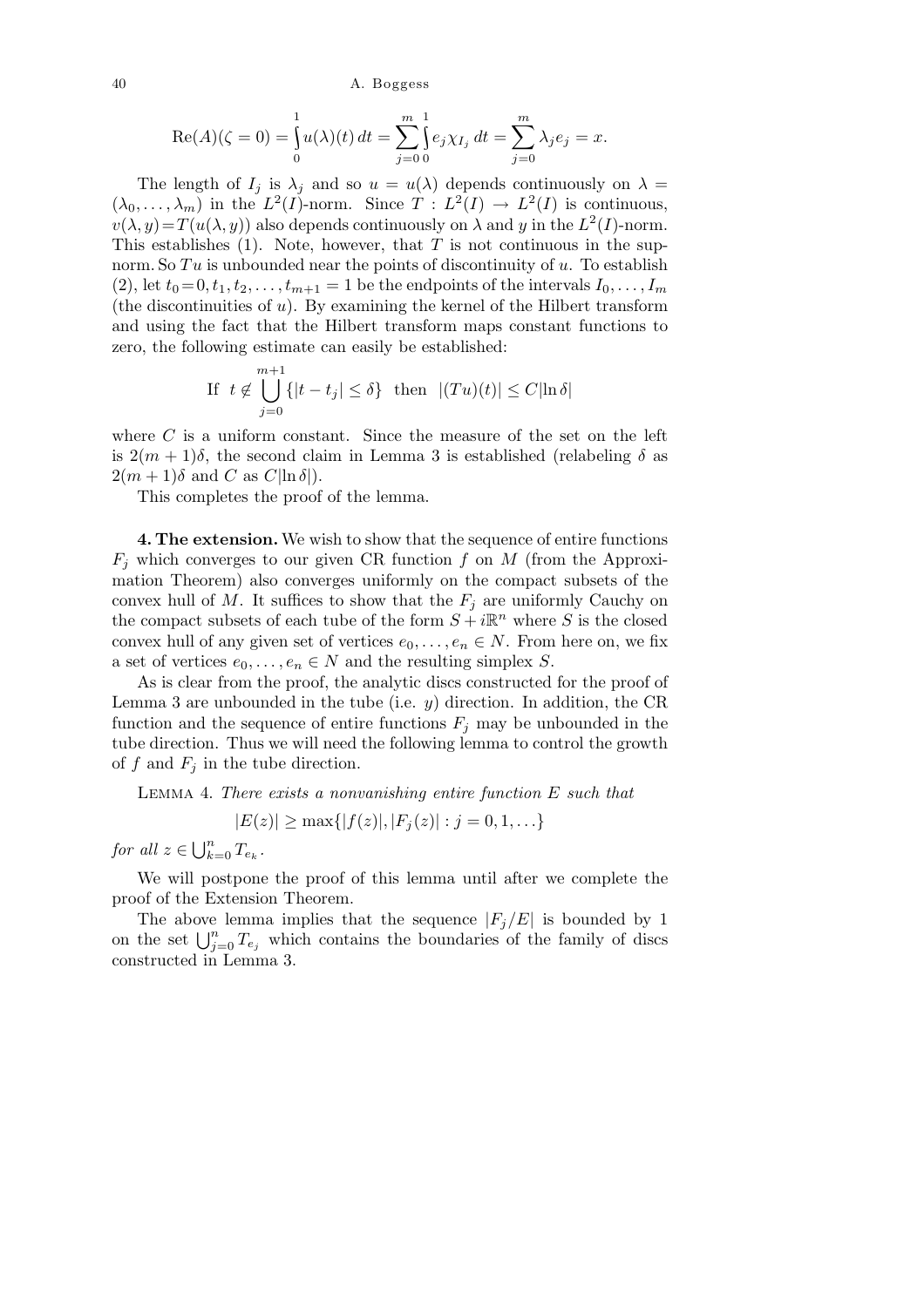$$\mathrm{Re}(A)(\zeta = 0) = \int_0^1 u(\lambda)(t)\, dt = \sum_{j=0}^{m} \int_0^1 e_j \chi_{I_j}\, dt = \sum_{j=0}^{m} \lambda_j e_j = x.$$

The length of $I_j$ is $\lambda_j$ and so $u = u(\lambda)$ depends continuously on $\lambda = (\lambda_0, \ldots, \lambda_m)$ in the $L^2(I)$-norm. Since $T : L^2(I) \to L^2(I)$ is continuous, $v(\lambda, y) = T(u(\lambda, y))$ also depends continuously on $\lambda$ and $y$ in the $L^2(I)$-norm. This establishes (1). Note, however, that $T$ is not continuous in the sup-norm. So $Tu$ is unbounded near the points of discontinuity of $u$. To establish (2), let $t_0 = 0, t_1, t_2, \ldots, t_{m+1} = 1$ be the endpoints of the intervals $I_0, \ldots, I_m$ (the discontinuities of $u$). By examining the kernel of the Hilbert transform and using the fact that the Hilbert transform maps constant functions to zero, the following estimate can easily be established:

$$\text{If } \ t \notin \bigcup_{j=0}^{m+1} \{|t - t_j| \le \delta\} \ \text{ then } \ |(Tu)(t)| \le C|\ln \delta|$$

where $C$ is a uniform constant. Since the measure of the set on the left is $2(m+1)\delta$, the second claim in Lemma 3 is established (relabeling $\delta$ as $2(m+1)\delta$ and $C$ as $C|\ln \delta|$).

This completes the proof of the lemma.

**4. The extension.** We wish to show that the sequence of entire functions $F_j$ which converges to our given CR function $f$ on $M$ (from the Approximation Theorem) also converges uniformly on the compact subsets of the convex hull of $M$. It suffices to show that the $F_j$ are uniformly Cauchy on the compact subsets of each tube of the form $S + i\mathbb{R}^n$ where $S$ is the closed convex hull of any given set of vertices $e_0, \ldots, e_n \in N$. From here on, we fix a set of vertices $e_0, \ldots, e_n \in N$ and the resulting simplex $S$.

As is clear from the proof, the analytic discs constructed for the proof of Lemma 3 are unbounded in the tube (i.e. $y$) direction. In addition, the CR function and the sequence of entire functions $F_j$ may be unbounded in the tube direction. Thus we will need the following lemma to control the growth of $f$ and $F_j$ in the tube direction.

Lemma 4. *There exists a nonvanishing entire function $E$ such that*

$$|E(z)| \ge \max\{|f(z)|, |F_j(z)| : j = 0, 1, \ldots\}$$

*for all* $z \in \bigcup_{k=0}^{n} T_{e_k}$.

We will postpone the proof of this lemma until after we complete the proof of the Extension Theorem.

The above lemma implies that the sequence $|F_j/E|$ is bounded by 1 on the set $\bigcup_{j=0}^{n} T_{e_j}$ which contains the boundaries of the family of discs constructed in Lemma 3.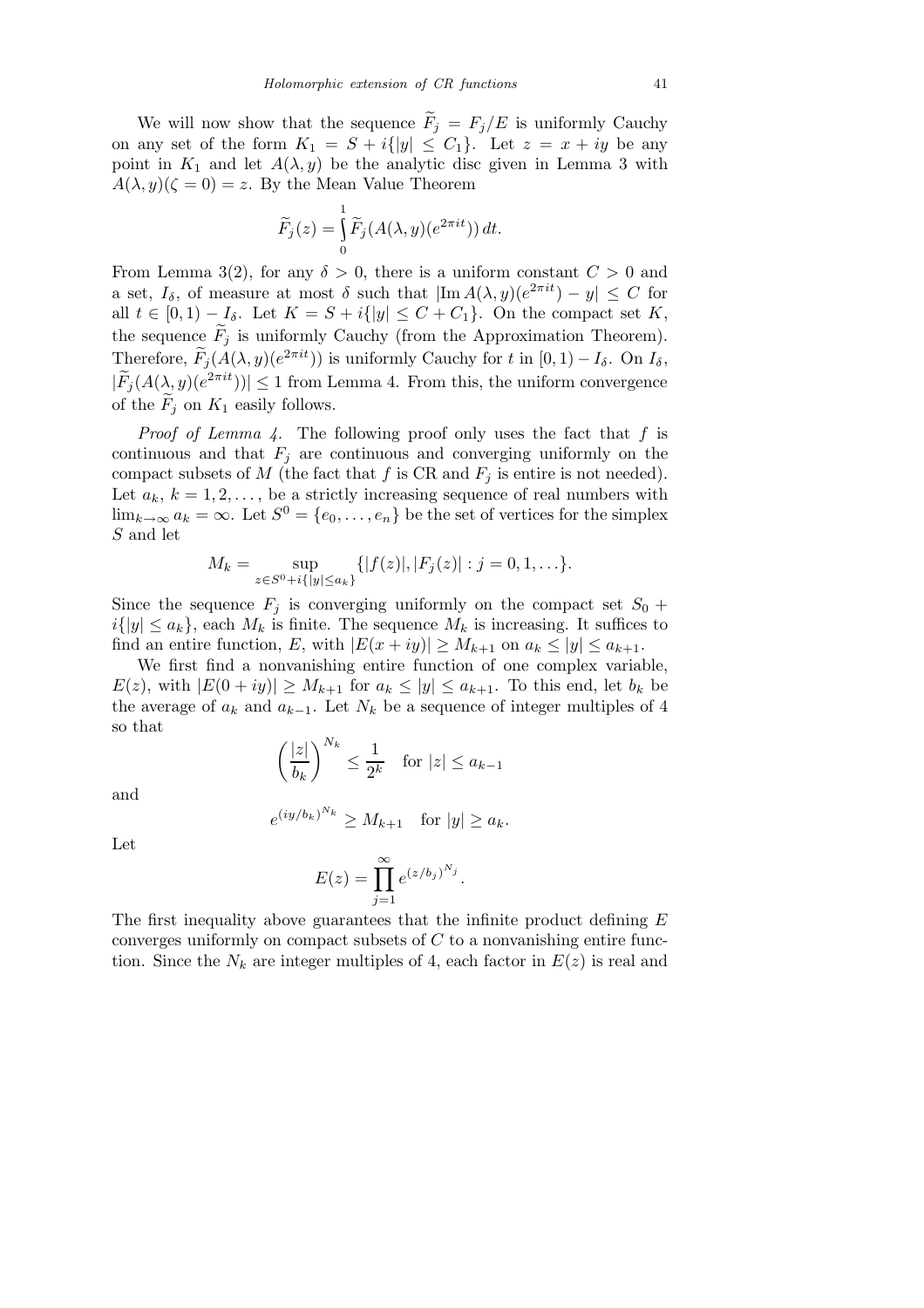We will now show that the sequence $\widetilde{F}_j = F_j/E$ is uniformly Cauchy on any set of the form $K_1 = S + i\{|y| \le C_1\}$. Let $z = x + iy$ be any point in $K_1$ and let $A(\lambda, y)$ be the analytic disc given in Lemma 3 with $A(\lambda, y)(\zeta = 0) = z$. By the Mean Value Theorem

$$\widetilde{F}_j(z) = \int_0^1 \widetilde{F}_j(A(\lambda, y)(e^{2\pi i t}))\, dt.$$

From Lemma 3(2), for any $\delta > 0$, there is a uniform constant $C > 0$ and a set, $I_\delta$, of measure at most $\delta$ such that $|\operatorname{Im} A(\lambda, y)(e^{2\pi i t}) - y| \le C$ for all $t \in [0, 1) - I_\delta$. Let $K = S + i\{|y| \le C + C_1\}$. On the compact set $K$, the sequence $\widetilde{F}_j$ is uniformly Cauchy (from the Approximation Theorem). Therefore, $\widetilde{F}_j(A(\lambda, y)(e^{2\pi i t}))$ is uniformly Cauchy for $t$ in $[0, 1) - I_\delta$. On $I_\delta$, $|\widetilde{F}_j(A(\lambda, y)(e^{2\pi i t}))| \le 1$ from Lemma 4. From this, the uniform convergence of the $\widetilde{F}_j$ on $K_1$ easily follows.

*Proof of Lemma 4.* The following proof only uses the fact that $f$ is continuous and that $F_j$ are continuous and converging uniformly on the compact subsets of $M$ (the fact that $f$ is CR and $F_j$ is entire is not needed). Let $a_k$, $k = 1, 2, \ldots$, be a strictly increasing sequence of real numbers with $\lim_{k\to\infty} a_k = \infty$. Let $S^0 = \{e_0, \ldots, e_n\}$ be the set of vertices for the simplex $S$ and let

$$M_k = \sup_{z \in S^0 + i\{|y| \le a_k\}} \{|f(z)|, |F_j(z)| : j = 0, 1, \ldots\}.$$

Since the sequence $F_j$ is converging uniformly on the compact set $S_0 + i\{|y| \le a_k\}$, each $M_k$ is finite. The sequence $M_k$ is increasing. It suffices to find an entire function, $E$, with $|E(x + iy)| \ge M_{k+1}$ on $a_k \le |y| \le a_{k+1}$.

We first find a nonvanishing entire function of one complex variable, $E(z)$, with $|E(0 + iy)| \ge M_{k+1}$ for $a_k \le |y| \le a_{k+1}$. To this end, let $b_k$ be the average of $a_k$ and $a_{k-1}$. Let $N_k$ be a sequence of integer multiples of 4 so that

$$\left(\frac{|z|}{b_k}\right)^{N_k} \le \frac{1}{2^k} \quad \text{for } |z| \le a_{k-1}$$

and

$$e^{(iy/b_k)^{N_k}} \ge M_{k+1} \quad \text{for } |y| \ge a_k.$$

Let

$$E(z) = \prod_{j=1}^{\infty} e^{(z/b_j)^{N_j}}.$$

The first inequality above guarantees that the infinite product defining $E$ converges uniformly on compact subsets of $C$ to a nonvanishing entire function. Since the $N_k$ are integer multiples of 4, each factor in $E(z)$ is real and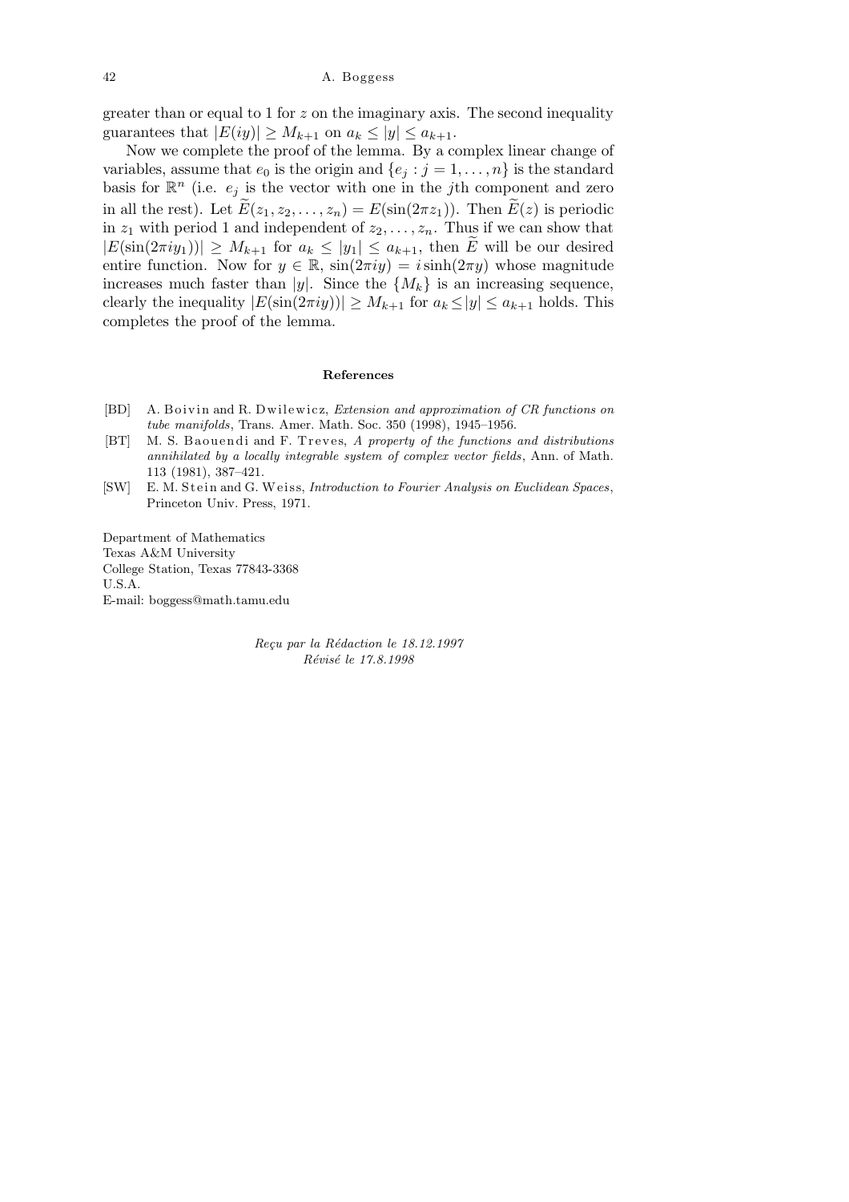greater than or equal to 1 for $z$ on the imaginary axis. The second inequality guarantees that $|E(iy)| \geq M_{k+1}$ on $a_k \leq |y| \leq a_{k+1}$.

Now we complete the proof of the lemma. By a complex linear change of variables, assume that $e_0$ is the origin and $\{e_j : j = 1, \ldots, n\}$ is the standard basis for $\mathbb{R}^n$ (i.e. $e_j$ is the vector with one in the $j$th component and zero in all the rest). Let $\widetilde{E}(z_1, z_2, \ldots, z_n) = E(\sin(2\pi z_1))$. Then $\widetilde{E}(z)$ is periodic in $z_1$ with period 1 and independent of $z_2, \ldots, z_n$. Thus if we can show that $|E(\sin(2\pi i y_1))| \geq M_{k+1}$ for $a_k \leq |y_1| \leq a_{k+1}$, then $\widetilde{E}$ will be our desired entire function. Now for $y \in \mathbb{R}$, $\sin(2\pi i y) = i \sinh(2\pi y)$ whose magnitude increases much faster than $|y|$. Since the $\{M_k\}$ is an increasing sequence, clearly the inequality $|E(\sin(2\pi i y))| \geq M_{k+1}$ for $a_k \leq |y| \leq a_{k+1}$ holds. This completes the proof of the lemma.

### References

[BD] A. Boivin and R. Dwilewicz, *Extension and approximation of CR functions on tube manifolds*, Trans. Amer. Math. Soc. 350 (1998), 1945–1956.

[BT] M. S. Baouendi and F. Treves, *A property of the functions and distributions annihilated by a locally integrable system of complex vector fields*, Ann. of Math. 113 (1981), 387–421.

[SW] E. M. Stein and G. Weiss, *Introduction to Fourier Analysis on Euclidean Spaces*, Princeton Univ. Press, 1971.

Department of Mathematics
Texas A&M University
College Station, Texas 77843-3368
U.S.A.
E-mail: boggess@math.tamu.edu

*Reçu par la Rédaction le 18.12.1997*
*Révisé le 17.8.1998*